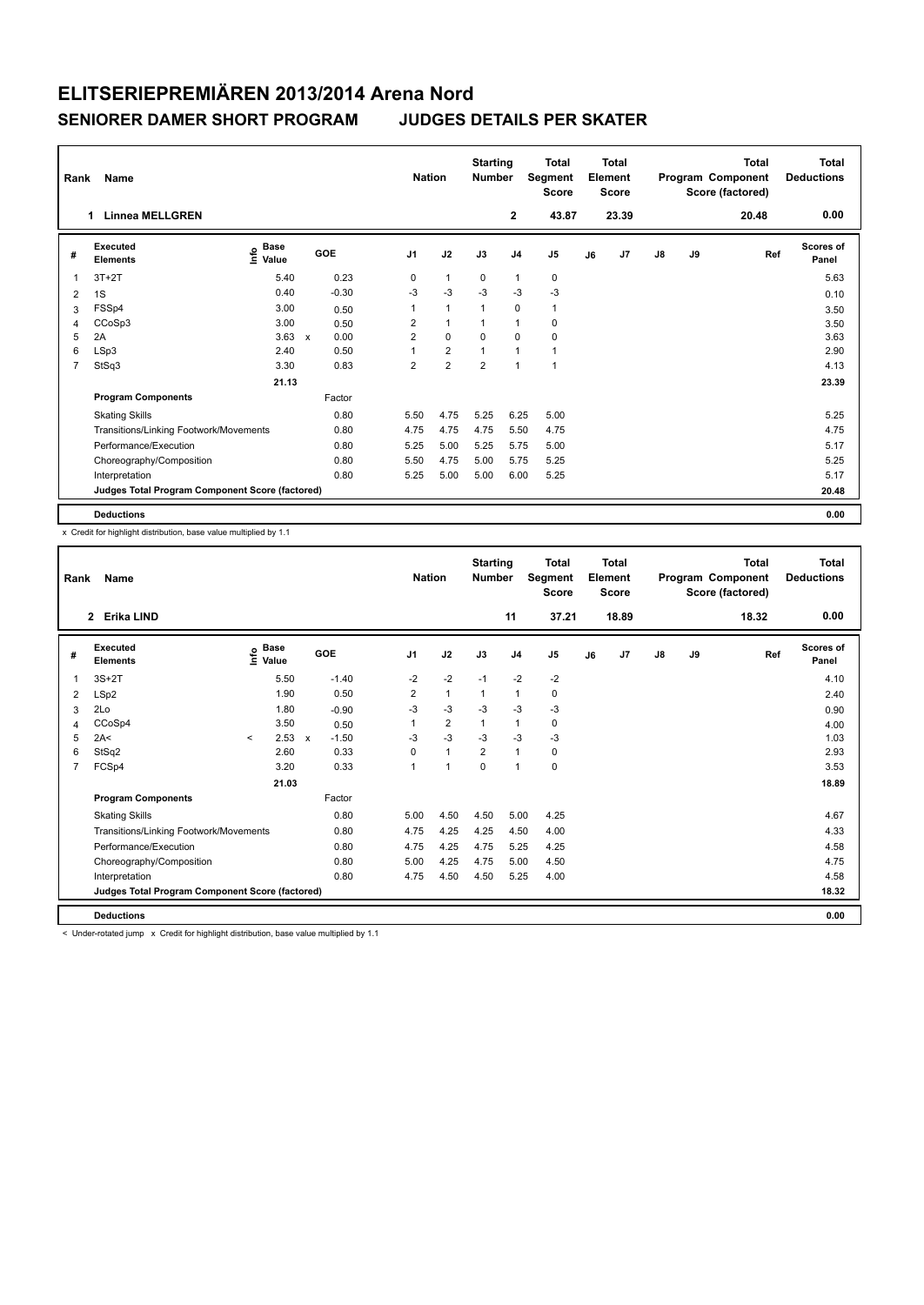# ELITSERIEPREMIÄREN 2013/2014 Arena Nord

## SENIORER DAMER SHORT PROGRAM JUDGES DETAILS PER SKATER

| Rank | Name | Nation | Starting Number | Total Segment Score | Total Element Score | Total Program Component Score (factored) | Total Deductions |
|---|---|---|---|---|---|---|---|
| 1 | Linnea MELLGREN | | 2 | 43.87 | 23.39 | 20.48 | 0.00 |

| # | Executed Elements | Info | Base Value | | GOE | J1 | J2 | J3 | J4 | J5 | J6 | J7 | J8 | J9 | Ref | Scores of Panel |
|---|---|---|---|---|---|---|---|---|---|---|---|---|---|---|---|---|
| 1 | 3T+2T | | 5.40 | | 0.23 | 0 | 1 | 0 | 1 | 0 | | | | | | 5.63 |
| 2 | 1S | | 0.40 | | -0.30 | -3 | -3 | -3 | -3 | -3 | | | | | | 0.10 |
| 3 | FSSp4 | | 3.00 | | 0.50 | 1 | 1 | 1 | 0 | 1 | | | | | | 3.50 |
| 4 | CCoSp3 | | 3.00 | | 0.50 | 2 | 1 | 1 | 1 | 0 | | | | | | 3.50 |
| 5 | 2A | | 3.63 | x | 0.00 | 2 | 0 | 0 | 0 | 0 | | | | | | 3.63 |
| 6 | LSp3 | | 2.40 | | 0.50 | 1 | 2 | 1 | 1 | 1 | | | | | | 2.90 |
| 7 | StSq3 | | 3.30 | | 0.83 | 2 | 2 | 2 | 1 | 1 | | | | | | 4.13 |
| | | | 21.13 | | | | | | | | | | | | | 23.39 |
| | **Program Components** | | | | Factor | | | | | | | | | | | |
| | Skating Skills | | | | 0.80 | 5.50 | 4.75 | 5.25 | 6.25 | 5.00 | | | | | | 5.25 |
| | Transitions/Linking Footwork/Movements | | | | 0.80 | 4.75 | 4.75 | 4.75 | 5.50 | 4.75 | | | | | | 4.75 |
| | Performance/Execution | | | | 0.80 | 5.25 | 5.00 | 5.25 | 5.75 | 5.00 | | | | | | 5.17 |
| | Choreography/Composition | | | | 0.80 | 5.50 | 4.75 | 5.00 | 5.75 | 5.25 | | | | | | 5.25 |
| | Interpretation | | | | 0.80 | 5.25 | 5.00 | 5.00 | 6.00 | 5.25 | | | | | | 5.17 |
| | **Judges Total Program Component Score (factored)** | | | | | | | | | | | | | | | 20.48 |
| | **Deductions** | | | | | | | | | | | | | | | 0.00 |

x Credit for highlight distribution, base value multiplied by 1.1

| Rank | Name | Nation | Starting Number | Total Segment Score | Total Element Score | Total Program Component Score (factored) | Total Deductions |
|---|---|---|---|---|---|---|---|
| 2 | Erika LIND | | 11 | 37.21 | 18.89 | 18.32 | 0.00 |

| # | Executed Elements | Info | Base Value | | GOE | J1 | J2 | J3 | J4 | J5 | J6 | J7 | J8 | J9 | Ref | Scores of Panel |
|---|---|---|---|---|---|---|---|---|---|---|---|---|---|---|---|---|
| 1 | 3S+2T | | 5.50 | | -1.40 | -2 | -2 | -1 | -2 | -2 | | | | | | 4.10 |
| 2 | LSp2 | | 1.90 | | 0.50 | 2 | 1 | 1 | 1 | 0 | | | | | | 2.40 |
| 3 | 2Lo | | 1.80 | | -0.90 | -3 | -3 | -3 | -3 | -3 | | | | | | 0.90 |
| 4 | CCoSp4 | | 3.50 | | 0.50 | 1 | 2 | 1 | 1 | 0 | | | | | | 4.00 |
| 5 | 2A< | < | 2.53 | x | -1.50 | -3 | -3 | -3 | -3 | -3 | | | | | | 1.03 |
| 6 | StSq2 | | 2.60 | | 0.33 | 0 | 1 | 2 | 1 | 0 | | | | | | 2.93 |
| 7 | FCSp4 | | 3.20 | | 0.33 | 1 | 1 | 0 | 1 | 0 | | | | | | 3.53 |
| | | | 21.03 | | | | | | | | | | | | | 18.89 |
| | **Program Components** | | | | Factor | | | | | | | | | | | |
| | Skating Skills | | | | 0.80 | 5.00 | 4.50 | 4.50 | 5.00 | 4.25 | | | | | | 4.67 |
| | Transitions/Linking Footwork/Movements | | | | 0.80 | 4.75 | 4.25 | 4.25 | 4.50 | 4.00 | | | | | | 4.33 |
| | Performance/Execution | | | | 0.80 | 4.75 | 4.25 | 4.75 | 5.25 | 4.25 | | | | | | 4.58 |
| | Choreography/Composition | | | | 0.80 | 5.00 | 4.25 | 4.75 | 5.00 | 4.50 | | | | | | 4.75 |
| | Interpretation | | | | 0.80 | 4.75 | 4.50 | 4.50 | 5.25 | 4.00 | | | | | | 4.58 |
| | **Judges Total Program Component Score (factored)** | | | | | | | | | | | | | | | 18.32 |
| | **Deductions** | | | | | | | | | | | | | | | 0.00 |

< Under-rotated jump x Credit for highlight distribution, base value multiplied by 1.1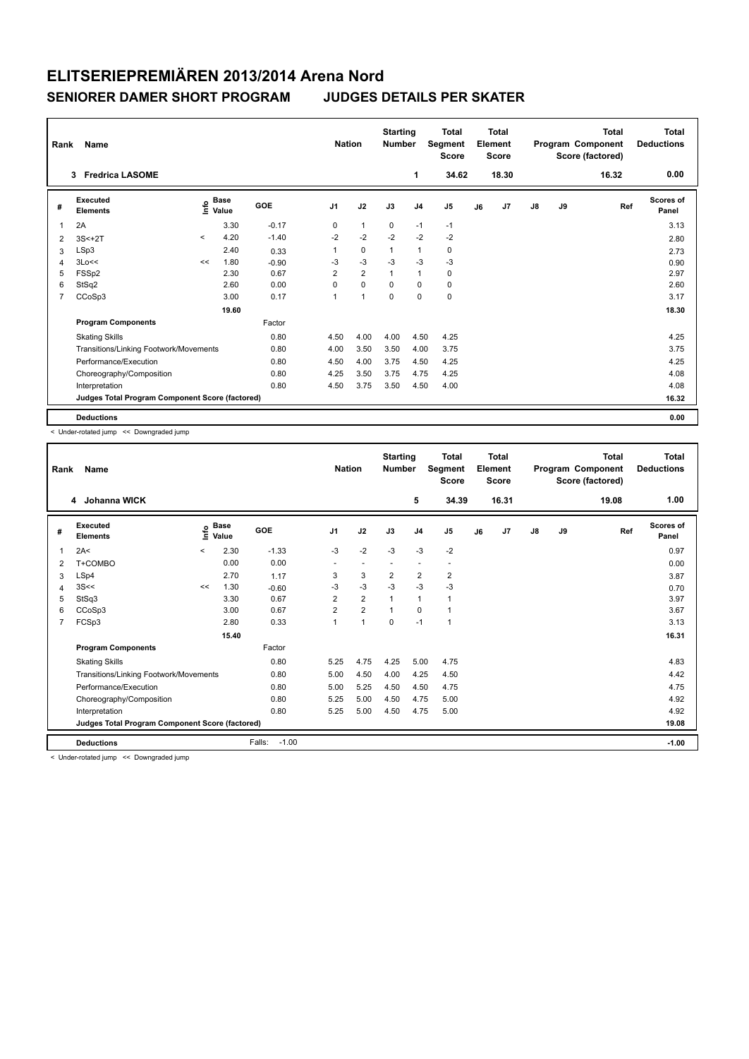# ELITSERIEPREMIÄREN 2013/2014 Arena Nord

## SENIORER DAMER SHORT PROGRAM JUDGES DETAILS PER SKATER

| Rank | Name | Nation | Starting Number | Total Segment Score | Total Element Score | Total Program Component Score (factored) | Total Deductions |
|---|---|---|---|---|---|---|---|
| 3 | Fredrica LASOME | | 1 | 34.62 | 18.30 | 16.32 | 0.00 |

| # | Executed Elements | Info | Base Value | GOE | J1 | J2 | J3 | J4 | J5 | J6 | J7 | J8 | J9 | Ref | Scores of Panel |
|---|---|---|---|---|---|---|---|---|---|---|---|---|---|---|---|
| 1 | 2A | | 3.30 | -0.17 | 0 | 1 | 0 | -1 | -1 | | | | | | 3.13 |
| 2 | 3S<+2T | < | 4.20 | -1.40 | -2 | -2 | -2 | -2 | -2 | | | | | | 2.80 |
| 3 | LSp3 | | 2.40 | 0.33 | 1 | 0 | 1 | 1 | 0 | | | | | | 2.73 |
| 4 | 3Lo<< | << | 1.80 | -0.90 | -3 | -3 | -3 | -3 | -3 | | | | | | 0.90 |
| 5 | FSSp2 | | 2.30 | 0.67 | 2 | 2 | 1 | 1 | 0 | | | | | | 2.97 |
| 6 | StSq2 | | 2.60 | 0.00 | 0 | 0 | 0 | 0 | 0 | | | | | | 2.60 |
| 7 | CCoSp3 | | 3.00 | 0.17 | 1 | 1 | 0 | 0 | 0 | | | | | | 3.17 |
| | | | 19.60 | | | | | | | | | | | | 18.30 |
| | **Program Components** | | | Factor | | | | | | | | | | | |
| | Skating Skills | | | 0.80 | 4.50 | 4.00 | 4.00 | 4.50 | 4.25 | | | | | | 4.25 |
| | Transitions/Linking Footwork/Movements | | | 0.80 | 4.00 | 3.50 | 3.50 | 4.00 | 3.75 | | | | | | 3.75 |
| | Performance/Execution | | | 0.80 | 4.50 | 4.00 | 3.75 | 4.50 | 4.25 | | | | | | 4.25 |
| | Choreography/Composition | | | 0.80 | 4.25 | 3.50 | 3.75 | 4.75 | 4.25 | | | | | | 4.08 |
| | Interpretation | | | 0.80 | 4.50 | 3.75 | 3.50 | 4.50 | 4.00 | | | | | | 4.08 |
| | **Judges Total Program Component Score (factored)** | | | | | | | | | | | | | | 16.32 |
| | **Deductions** | | | | | | | | | | | | | | 0.00 |

< Under-rotated jump << Downgraded jump

| Rank | Name | Nation | Starting Number | Total Segment Score | Total Element Score | Total Program Component Score (factored) | Total Deductions |
|---|---|---|---|---|---|---|---|
| 4 | Johanna WICK | | 5 | 34.39 | 16.31 | 19.08 | 1.00 |

| # | Executed Elements | Info | Base Value | GOE | J1 | J2 | J3 | J4 | J5 | J6 | J7 | J8 | J9 | Ref | Scores of Panel |
|---|---|---|---|---|---|---|---|---|---|---|---|---|---|---|---|
| 1 | 2A< | < | 2.30 | -1.33 | -3 | -2 | -3 | -3 | -2 | | | | | | 0.97 |
| 2 | T+COMBO | | 0.00 | 0.00 | - | - | - | - | - | | | | | | 0.00 |
| 3 | LSp4 | | 2.70 | 1.17 | 3 | 3 | 2 | 2 | 2 | | | | | | 3.87 |
| 4 | 3S<< | << | 1.30 | -0.60 | -3 | -3 | -3 | -3 | -3 | | | | | | 0.70 |
| 5 | StSq3 | | 3.30 | 0.67 | 2 | 2 | 1 | 1 | 1 | | | | | | 3.97 |
| 6 | CCoSp3 | | 3.00 | 0.67 | 2 | 2 | 1 | 0 | 1 | | | | | | 3.67 |
| 7 | FCSp3 | | 2.80 | 0.33 | 1 | 1 | 0 | -1 | 1 | | | | | | 3.13 |
| | | | 15.40 | | | | | | | | | | | | 16.31 |
| | **Program Components** | | | Factor | | | | | | | | | | | |
| | Skating Skills | | | 0.80 | 5.25 | 4.75 | 4.25 | 5.00 | 4.75 | | | | | | 4.83 |
| | Transitions/Linking Footwork/Movements | | | 0.80 | 5.00 | 4.50 | 4.00 | 4.25 | 4.50 | | | | | | 4.42 |
| | Performance/Execution | | | 0.80 | 5.00 | 5.25 | 4.50 | 4.50 | 4.75 | | | | | | 4.75 |
| | Choreography/Composition | | | 0.80 | 5.25 | 5.00 | 4.50 | 4.75 | 5.00 | | | | | | 4.92 |
| | Interpretation | | | 0.80 | 5.25 | 5.00 | 4.50 | 4.75 | 5.00 | | | | | | 4.92 |
| | **Judges Total Program Component Score (factored)** | | | | | | | | | | | | | | 19.08 |
| | **Deductions** | | | Falls: -1.00 | | | | | | | | | | | -1.00 |

< Under-rotated jump << Downgraded jump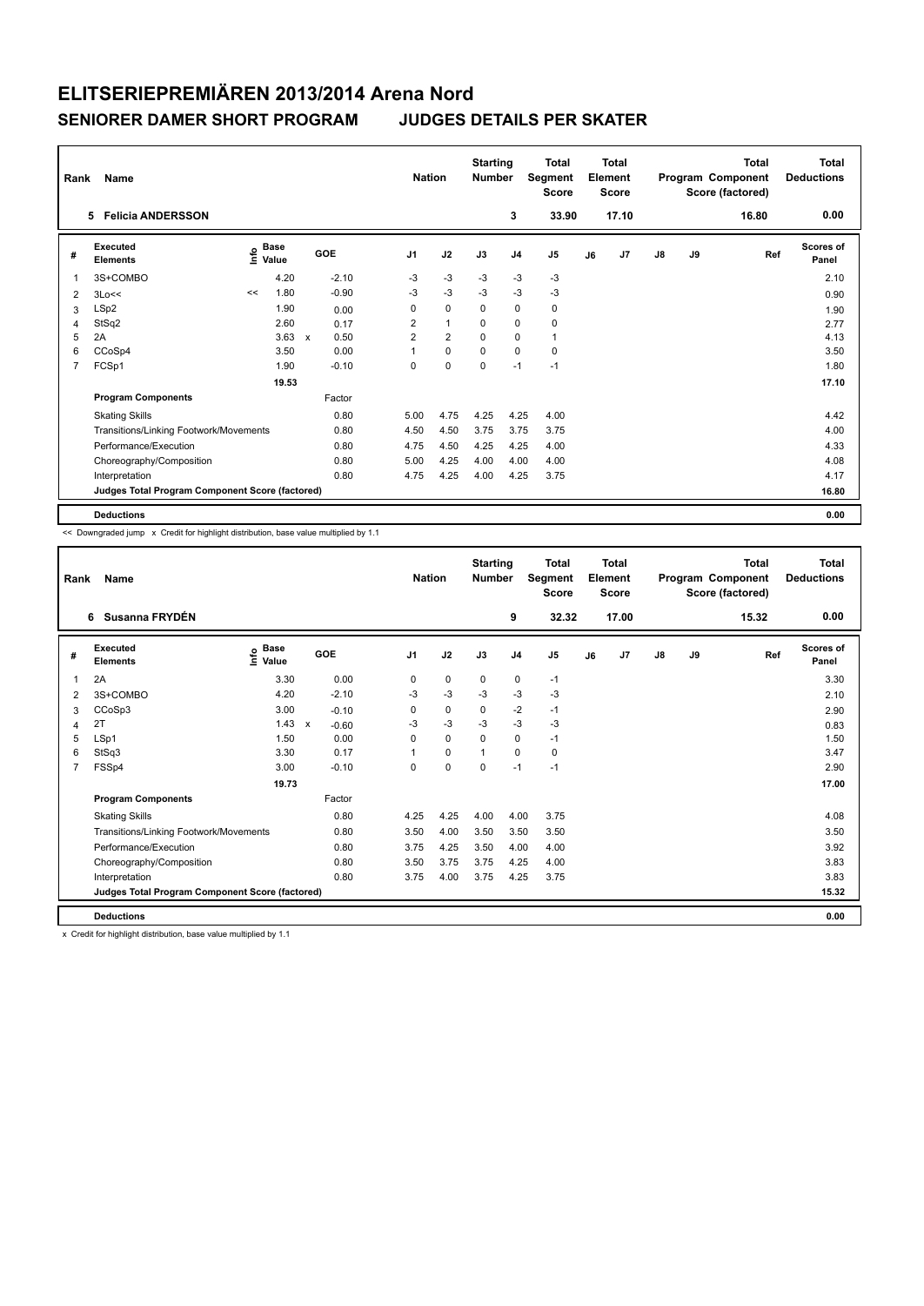# ELITSERIEPREMIÄREN 2013/2014 Arena Nord

## SENIORER DAMER SHORT PROGRAM — JUDGES DETAILS PER SKATER

| Rank | Name | Nation | Starting Number | Total Segment Score | Total Element Score | Total Program Component Score (factored) | Total Deductions |
|---|---|---|---|---|---|---|---|
| 5 | Felicia ANDERSSON | | 3 | 33.90 | 17.10 | 16.80 | 0.00 |

| # | Executed Elements | Info | Base Value | | GOE | J1 | J2 | J3 | J4 | J5 | J6 | J7 | J8 | J9 | Ref | Scores of Panel |
|---|---|---|---|---|---|---|---|---|---|---|---|---|---|---|---|---|
| 1 | 3S+COMBO | | 4.20 | | -2.10 | -3 | -3 | -3 | -3 | -3 | | | | | | 2.10 |
| 2 | 3Lo<< | << | 1.80 | | -0.90 | -3 | -3 | -3 | -3 | -3 | | | | | | 0.90 |
| 3 | LSp2 | | 1.90 | | 0.00 | 0 | 0 | 0 | 0 | 0 | | | | | | 1.90 |
| 4 | StSq2 | | 2.60 | | 0.17 | 2 | 1 | 0 | 0 | 0 | | | | | | 2.77 |
| 5 | 2A | | 3.63 | x | 0.50 | 2 | 2 | 0 | 0 | 1 | | | | | | 4.13 |
| 6 | CCoSp4 | | 3.50 | | 0.00 | 1 | 0 | 0 | 0 | 0 | | | | | | 3.50 |
| 7 | FCSp1 | | 1.90 | | -0.10 | 0 | 0 | 0 | -1 | -1 | | | | | | 1.80 |
| | | | 19.53 | | | | | | | | | | | | | 17.10 |
| | **Program Components** | | | | Factor | | | | | | | | | | | |
| | Skating Skills | | | | 0.80 | 5.00 | 4.75 | 4.25 | 4.25 | 4.00 | | | | | | 4.42 |
| | Transitions/Linking Footwork/Movements | | | | 0.80 | 4.50 | 4.50 | 3.75 | 3.75 | 3.75 | | | | | | 4.00 |
| | Performance/Execution | | | | 0.80 | 4.75 | 4.50 | 4.25 | 4.25 | 4.00 | | | | | | 4.33 |
| | Choreography/Composition | | | | 0.80 | 5.00 | 4.25 | 4.00 | 4.00 | 4.00 | | | | | | 4.08 |
| | Interpretation | | | | 0.80 | 4.75 | 4.25 | 4.00 | 4.25 | 3.75 | | | | | | 4.17 |
| | **Judges Total Program Component Score (factored)** | | | | | | | | | | | | | | | 16.80 |
| | **Deductions** | | | | | | | | | | | | | | | 0.00 |

<< Downgraded jump x Credit for highlight distribution, base value multiplied by 1.1

| Rank | Name | Nation | Starting Number | Total Segment Score | Total Element Score | Total Program Component Score (factored) | Total Deductions |
|---|---|---|---|---|---|---|---|
| 6 | Susanna FRYDÉN | | 9 | 32.32 | 17.00 | 15.32 | 0.00 |

| # | Executed Elements | Info | Base Value | | GOE | J1 | J2 | J3 | J4 | J5 | J6 | J7 | J8 | J9 | Ref | Scores of Panel |
|---|---|---|---|---|---|---|---|---|---|---|---|---|---|---|---|---|
| 1 | 2A | | 3.30 | | 0.00 | 0 | 0 | 0 | 0 | -1 | | | | | | 3.30 |
| 2 | 3S+COMBO | | 4.20 | | -2.10 | -3 | -3 | -3 | -3 | -3 | | | | | | 2.10 |
| 3 | CCoSp3 | | 3.00 | | -0.10 | 0 | 0 | 0 | -2 | -1 | | | | | | 2.90 |
| 4 | 2T | | 1.43 | x | -0.60 | -3 | -3 | -3 | -3 | -3 | | | | | | 0.83 |
| 5 | LSp1 | | 1.50 | | 0.00 | 0 | 0 | 0 | 0 | -1 | | | | | | 1.50 |
| 6 | StSq3 | | 3.30 | | 0.17 | 1 | 0 | 1 | 0 | 0 | | | | | | 3.47 |
| 7 | FSSp4 | | 3.00 | | -0.10 | 0 | 0 | 0 | -1 | -1 | | | | | | 2.90 |
| | | | 19.73 | | | | | | | | | | | | | 17.00 |
| | **Program Components** | | | | Factor | | | | | | | | | | | |
| | Skating Skills | | | | 0.80 | 4.25 | 4.25 | 4.00 | 4.00 | 3.75 | | | | | | 4.08 |
| | Transitions/Linking Footwork/Movements | | | | 0.80 | 3.50 | 4.00 | 3.50 | 3.50 | 3.50 | | | | | | 3.50 |
| | Performance/Execution | | | | 0.80 | 3.75 | 4.25 | 3.50 | 4.00 | 4.00 | | | | | | 3.92 |
| | Choreography/Composition | | | | 0.80 | 3.50 | 3.75 | 3.75 | 4.25 | 4.00 | | | | | | 3.83 |
| | Interpretation | | | | 0.80 | 3.75 | 4.00 | 3.75 | 4.25 | 3.75 | | | | | | 3.83 |
| | **Judges Total Program Component Score (factored)** | | | | | | | | | | | | | | | 15.32 |
| | **Deductions** | | | | | | | | | | | | | | | 0.00 |

x Credit for highlight distribution, base value multiplied by 1.1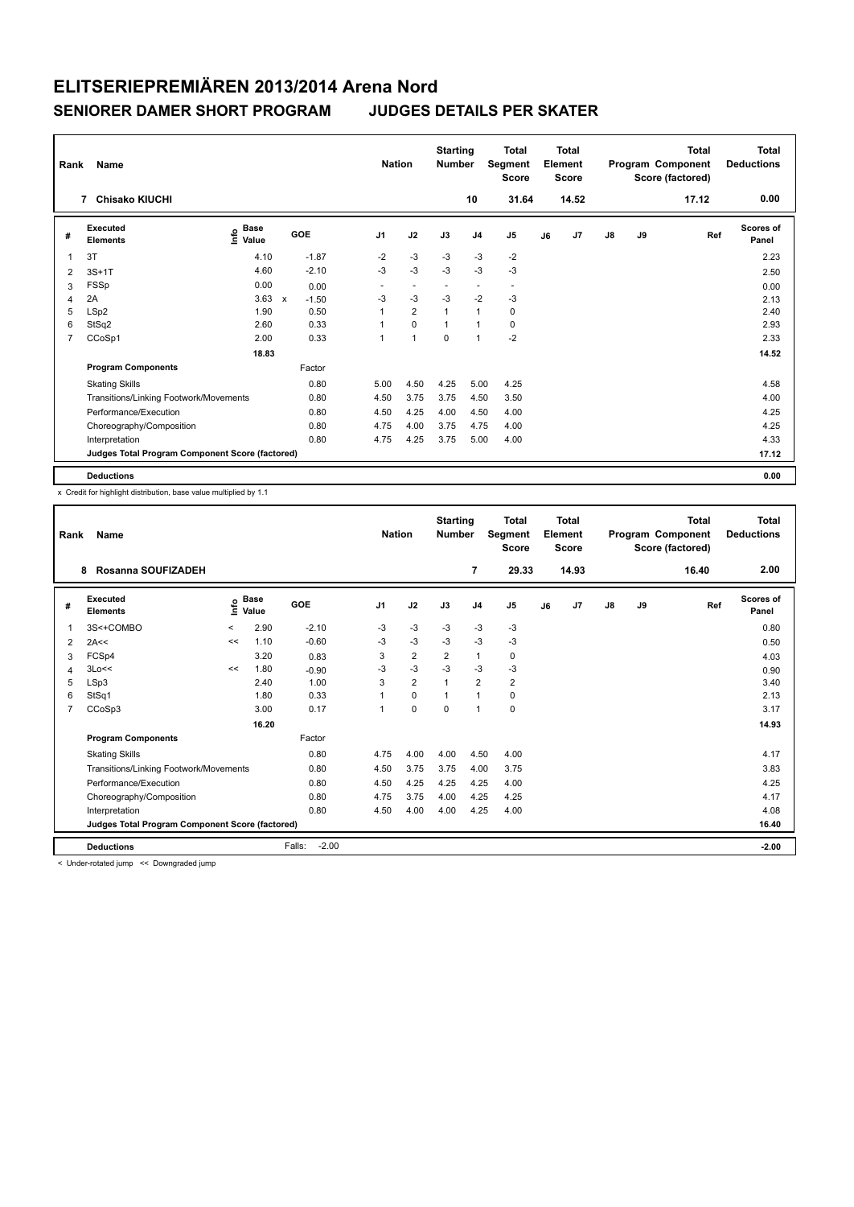# ELITSERIEPREMIÄREN 2013/2014 Arena Nord

## SENIORER DAMER SHORT PROGRAM    JUDGES DETAILS PER SKATER

| Rank | Name | Nation | Starting Number | Total Segment Score | Total Element Score | Total Program Component Score (factored) | Total Deductions |
|---|---|---|---|---|---|---|---|
| 7 | Chisako KIUCHI | | 10 | 31.64 | 14.52 | 17.12 | 0.00 |

| # | Executed Elements | Info | Base Value | | GOE | J1 | J2 | J3 | J4 | J5 | J6 | J7 | J8 | J9 | Ref | Scores of Panel |
|---|---|---|---|---|---|---|---|---|---|---|---|---|---|---|---|---|
| 1 | 3T | | 4.10 | | -1.87 | -2 | -3 | -3 | -3 | -2 | | | | | | 2.23 |
| 2 | 3S+1T | | 4.60 | | -2.10 | -3 | -3 | -3 | -3 | -3 | | | | | | 2.50 |
| 3 | FSSp | | 0.00 | | 0.00 | - | - | - | - | - | | | | | | 0.00 |
| 4 | 2A | | 3.63 | x | -1.50 | -3 | -3 | -3 | -2 | -3 | | | | | | 2.13 |
| 5 | LSp2 | | 1.90 | | 0.50 | 1 | 2 | 1 | 1 | 0 | | | | | | 2.40 |
| 6 | StSq2 | | 2.60 | | 0.33 | 1 | 0 | 1 | 1 | 0 | | | | | | 2.93 |
| 7 | CCoSp1 | | 2.00 | | 0.33 | 1 | 1 | 0 | 1 | -2 | | | | | | 2.33 |
| | | | 18.83 | | | | | | | | | | | | | 14.52 |
| | **Program Components** | | | | Factor | | | | | | | | | | | |
| | Skating Skills | | | | 0.80 | 5.00 | 4.50 | 4.25 | 5.00 | 4.25 | | | | | | 4.58 |
| | Transitions/Linking Footwork/Movements | | | | 0.80 | 4.50 | 3.75 | 3.75 | 4.50 | 3.50 | | | | | | 4.00 |
| | Performance/Execution | | | | 0.80 | 4.50 | 4.25 | 4.00 | 4.50 | 4.00 | | | | | | 4.25 |
| | Choreography/Composition | | | | 0.80 | 4.75 | 4.00 | 3.75 | 4.75 | 4.00 | | | | | | 4.25 |
| | Interpretation | | | | 0.80 | 4.75 | 4.25 | 3.75 | 5.00 | 4.00 | | | | | | 4.33 |
| | **Judges Total Program Component Score (factored)** | | | | | | | | | | | | | | | 17.12 |
| | **Deductions** | | | | | | | | | | | | | | | 0.00 |

x Credit for highlight distribution, base value multiplied by 1.1

| Rank | Name | Nation | Starting Number | Total Segment Score | Total Element Score | Total Program Component Score (factored) | Total Deductions |
|---|---|---|---|---|---|---|---|
| 8 | Rosanna SOUFIZADEH | | 7 | 29.33 | 14.93 | 16.40 | 2.00 |

| # | Executed Elements | Info | Base Value | GOE | J1 | J2 | J3 | J4 | J5 | J6 | J7 | J8 | J9 | Ref | Scores of Panel |
|---|---|---|---|---|---|---|---|---|---|---|---|---|---|---|---|
| 1 | 3S<+COMBO | < | 2.90 | -2.10 | -3 | -3 | -3 | -3 | -3 | | | | | | 0.80 |
| 2 | 2A<< | << | 1.10 | -0.60 | -3 | -3 | -3 | -3 | -3 | | | | | | 0.50 |
| 3 | FCSp4 | | 3.20 | 0.83 | 3 | 2 | 2 | 1 | 0 | | | | | | 4.03 |
| 4 | 3Lo<< | << | 1.80 | -0.90 | -3 | -3 | -3 | -3 | -3 | | | | | | 0.90 |
| 5 | LSp3 | | 2.40 | 1.00 | 3 | 2 | 1 | 2 | 2 | | | | | | 3.40 |
| 6 | StSq1 | | 1.80 | 0.33 | 1 | 0 | 1 | 1 | 0 | | | | | | 2.13 |
| 7 | CCoSp3 | | 3.00 | 0.17 | 1 | 0 | 0 | 1 | 0 | | | | | | 3.17 |
| | | | 16.20 | | | | | | | | | | | | 14.93 |
| | **Program Components** | | | Factor | | | | | | | | | | | |
| | Skating Skills | | | 0.80 | 4.75 | 4.00 | 4.00 | 4.50 | 4.00 | | | | | | 4.17 |
| | Transitions/Linking Footwork/Movements | | | 0.80 | 4.50 | 3.75 | 3.75 | 4.00 | 3.75 | | | | | | 3.83 |
| | Performance/Execution | | | 0.80 | 4.50 | 4.25 | 4.25 | 4.25 | 4.00 | | | | | | 4.25 |
| | Choreography/Composition | | | 0.80 | 4.75 | 3.75 | 4.00 | 4.25 | 4.25 | | | | | | 4.17 |
| | Interpretation | | | 0.80 | 4.50 | 4.00 | 4.00 | 4.25 | 4.00 | | | | | | 4.08 |
| | **Judges Total Program Component Score (factored)** | | | | | | | | | | | | | | 16.40 |
| | **Deductions** | | Falls: | -2.00 | | | | | | | | | | | -2.00 |

< Under-rotated jump << Downgraded jump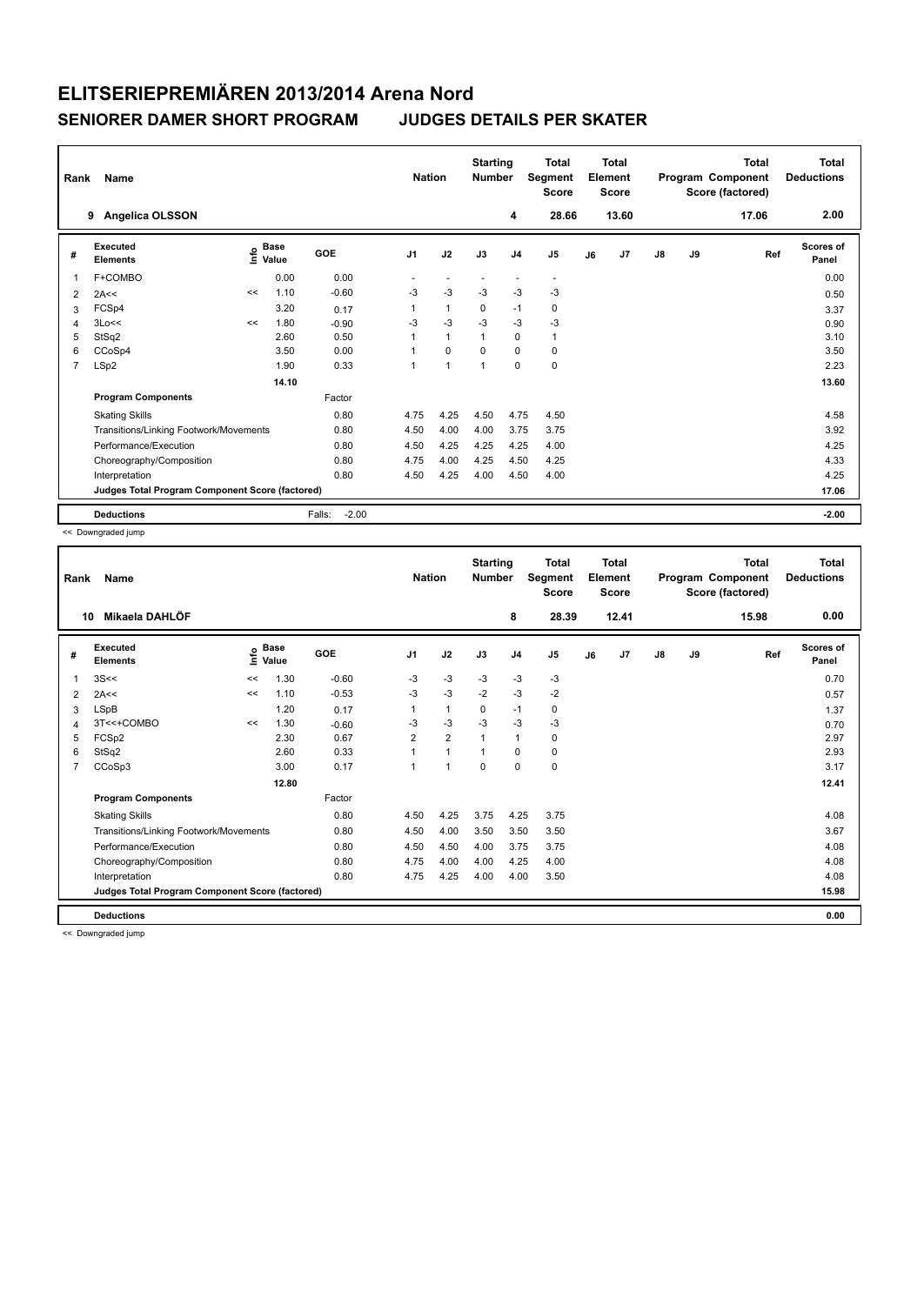# ELITSERIEPREMIÄREN 2013/2014 Arena Nord

## SENIORER DAMER SHORT PROGRAM — JUDGES DETAILS PER SKATER

| Rank | Name | Nation | Starting Number | Total Segment Score | Total Element Score | Total Program Component Score (factored) | Total Deductions |
|---|---|---|---|---|---|---|---|
| 9 | Angelica OLSSON | | 4 | 28.66 | 13.60 | 17.06 | 2.00 |

| # | Executed Elements | Info | Base Value | GOE | J1 | J2 | J3 | J4 | J5 | J6 | J7 | J8 | J9 | Ref | Scores of Panel |
|---|---|---|---|---|---|---|---|---|---|---|---|---|---|---|---|
| 1 | F+COMBO | | 0.00 | 0.00 | - | - | - | - | - | | | | | | 0.00 |
| 2 | 2A<< | << | 1.10 | -0.60 | -3 | -3 | -3 | -3 | -3 | | | | | | 0.50 |
| 3 | FCSp4 | | 3.20 | 0.17 | 1 | 1 | 0 | -1 | 0 | | | | | | 3.37 |
| 4 | 3Lo<< | << | 1.80 | -0.90 | -3 | -3 | -3 | -3 | -3 | | | | | | 0.90 |
| 5 | StSq2 | | 2.60 | 0.50 | 1 | 1 | 1 | 0 | 1 | | | | | | 3.10 |
| 6 | CCoSp4 | | 3.50 | 0.00 | 1 | 0 | 0 | 0 | 0 | | | | | | 3.50 |
| 7 | LSp2 | | 1.90 | 0.33 | 1 | 1 | 1 | 0 | 0 | | | | | | 2.23 |
| | | | 14.10 | | | | | | | | | | | | 13.60 |
| | **Program Components** | | | Factor | | | | | | | | | | | |
| | Skating Skills | | | 0.80 | 4.75 | 4.25 | 4.50 | 4.75 | 4.50 | | | | | | 4.58 |
| | Transitions/Linking Footwork/Movements | | | 0.80 | 4.50 | 4.00 | 4.00 | 3.75 | 3.75 | | | | | | 3.92 |
| | Performance/Execution | | | 0.80 | 4.50 | 4.25 | 4.25 | 4.25 | 4.00 | | | | | | 4.25 |
| | Choreography/Composition | | | 0.80 | 4.75 | 4.00 | 4.25 | 4.50 | 4.25 | | | | | | 4.33 |
| | Interpretation | | | 0.80 | 4.50 | 4.25 | 4.00 | 4.50 | 4.00 | | | | | | 4.25 |
| | **Judges Total Program Component Score (factored)** | | | | | | | | | | | | | | 17.06 |
| | **Deductions** | | | Falls: -2.00 | | | | | | | | | | | -2.00 |

<< Downgraded jump

| Rank | Name | Nation | Starting Number | Total Segment Score | Total Element Score | Total Program Component Score (factored) | Total Deductions |
|---|---|---|---|---|---|---|---|
| 10 | Mikaela DAHLÖF | | 8 | 28.39 | 12.41 | 15.98 | 0.00 |

| # | Executed Elements | Info | Base Value | GOE | J1 | J2 | J3 | J4 | J5 | J6 | J7 | J8 | J9 | Ref | Scores of Panel |
|---|---|---|---|---|---|---|---|---|---|---|---|---|---|---|---|
| 1 | 3S<< | << | 1.30 | -0.60 | -3 | -3 | -3 | -3 | -3 | | | | | | 0.70 |
| 2 | 2A<< | << | 1.10 | -0.53 | -3 | -3 | -2 | -3 | -2 | | | | | | 0.57 |
| 3 | LSpB | | 1.20 | 0.17 | 1 | 1 | 0 | -1 | 0 | | | | | | 1.37 |
| 4 | 3T<<+COMBO | << | 1.30 | -0.60 | -3 | -3 | -3 | -3 | -3 | | | | | | 0.70 |
| 5 | FCSp2 | | 2.30 | 0.67 | 2 | 2 | 1 | 1 | 0 | | | | | | 2.97 |
| 6 | StSq2 | | 2.60 | 0.33 | 1 | 1 | 1 | 0 | 0 | | | | | | 2.93 |
| 7 | CCoSp3 | | 3.00 | 0.17 | 1 | 1 | 0 | 0 | 0 | | | | | | 3.17 |
| | | | 12.80 | | | | | | | | | | | | 12.41 |
| | **Program Components** | | | Factor | | | | | | | | | | | |
| | Skating Skills | | | 0.80 | 4.50 | 4.25 | 3.75 | 4.25 | 3.75 | | | | | | 4.08 |
| | Transitions/Linking Footwork/Movements | | | 0.80 | 4.50 | 4.00 | 3.50 | 3.50 | 3.50 | | | | | | 3.67 |
| | Performance/Execution | | | 0.80 | 4.50 | 4.50 | 4.00 | 3.75 | 3.75 | | | | | | 4.08 |
| | Choreography/Composition | | | 0.80 | 4.75 | 4.00 | 4.00 | 4.25 | 4.00 | | | | | | 4.08 |
| | Interpretation | | | 0.80 | 4.75 | 4.25 | 4.00 | 4.00 | 3.50 | | | | | | 4.08 |
| | **Judges Total Program Component Score (factored)** | | | | | | | | | | | | | | 15.98 |
| | **Deductions** | | | | | | | | | | | | | | 0.00 |

<< Downgraded jump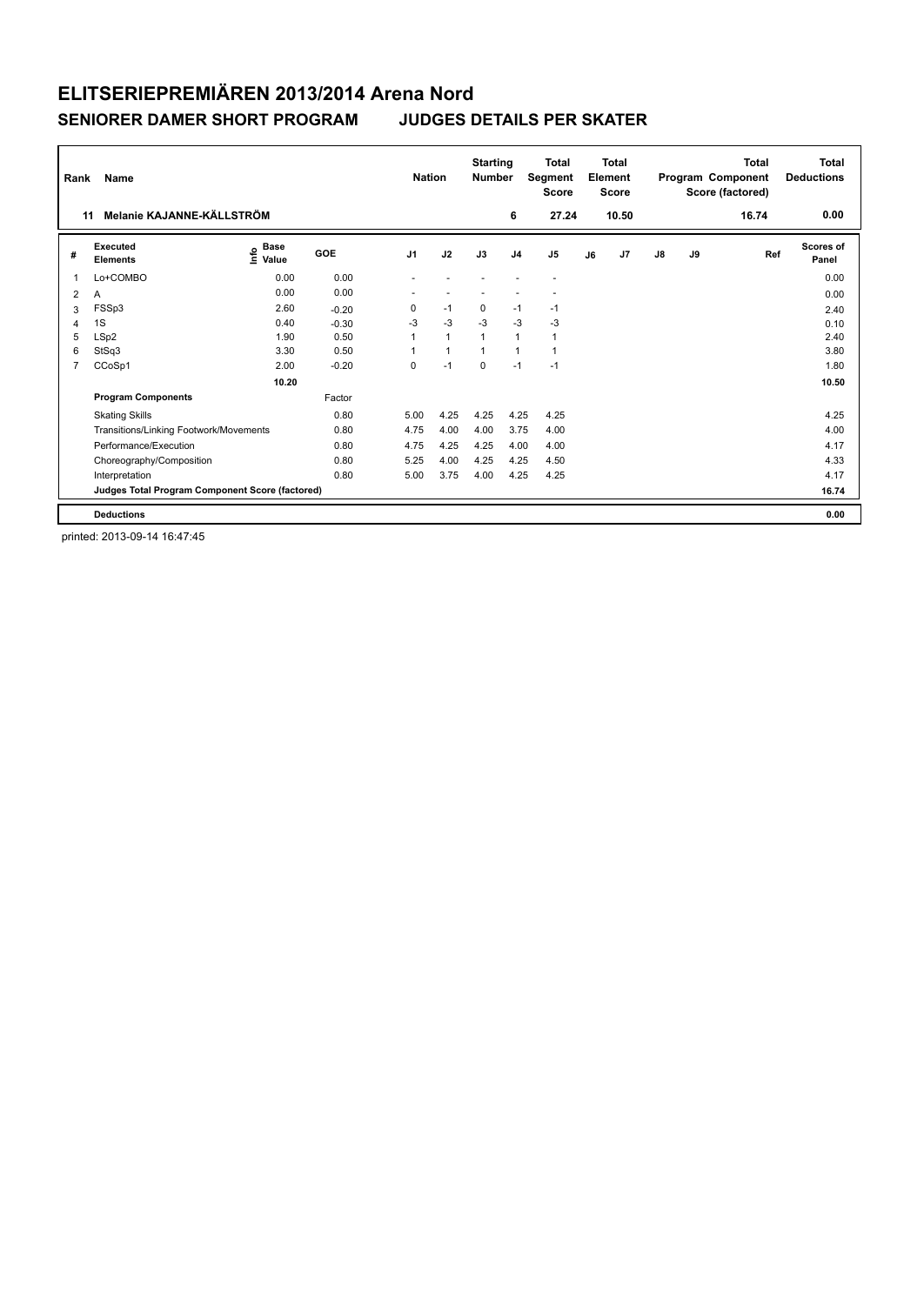# ELITSERIEPREMIÄREN 2013/2014 Arena Nord

## SENIORER DAMER SHORT PROGRAM JUDGES DETAILS PER SKATER

| Rank | Name | Nation | Starting Number | Total Segment Score | Total Element Score | Total Program Component Score (factored) | Total Deductions |
|---|---|---|---|---|---|---|---|
| 11 | Melanie KAJANNE-KÄLLSTRÖM | | 6 | 27.24 | 10.50 | 16.74 | 0.00 |

| # | Executed Elements | Info | Base Value | GOE | J1 | J2 | J3 | J4 | J5 | J6 | J7 | J8 | J9 | Ref | Scores of Panel |
|---|---|---|---|---|---|---|---|---|---|---|---|---|---|---|---|
| 1 | Lo+COMBO | | 0.00 | 0.00 | - | - | - | - | - | | | | | | 0.00 |
| 2 | A | | 0.00 | 0.00 | - | - | - | - | - | | | | | | 0.00 |
| 3 | FSSp3 | | 2.60 | -0.20 | 0 | -1 | 0 | -1 | -1 | | | | | | 2.40 |
| 4 | 1S | | 0.40 | -0.30 | -3 | -3 | -3 | -3 | -3 | | | | | | 0.10 |
| 5 | LSp2 | | 1.90 | 0.50 | 1 | 1 | 1 | 1 | 1 | | | | | | 2.40 |
| 6 | StSq3 | | 3.30 | 0.50 | 1 | 1 | 1 | 1 | 1 | | | | | | 3.80 |
| 7 | CCoSp1 | | 2.00 | -0.20 | 0 | -1 | 0 | -1 | -1 | | | | | | 1.80 |
| | | | 10.20 | | | | | | | | | | | | 10.50 |
| | **Program Components** | | | Factor | | | | | | | | | | | |
| | Skating Skills | | | 0.80 | 5.00 | 4.25 | 4.25 | 4.25 | 4.25 | | | | | | 4.25 |
| | Transitions/Linking Footwork/Movements | | | 0.80 | 4.75 | 4.00 | 4.00 | 3.75 | 4.00 | | | | | | 4.00 |
| | Performance/Execution | | | 0.80 | 4.75 | 4.25 | 4.25 | 4.00 | 4.00 | | | | | | 4.17 |
| | Choreography/Composition | | | 0.80 | 5.25 | 4.00 | 4.25 | 4.25 | 4.50 | | | | | | 4.33 |
| | Interpretation | | | 0.80 | 5.00 | 3.75 | 4.00 | 4.25 | 4.25 | | | | | | 4.17 |
| | **Judges Total Program Component Score (factored)** | | | | | | | | | | | | | | 16.74 |
| | **Deductions** | | | | | | | | | | | | | | 0.00 |

printed: 2013-09-14 16:47:45